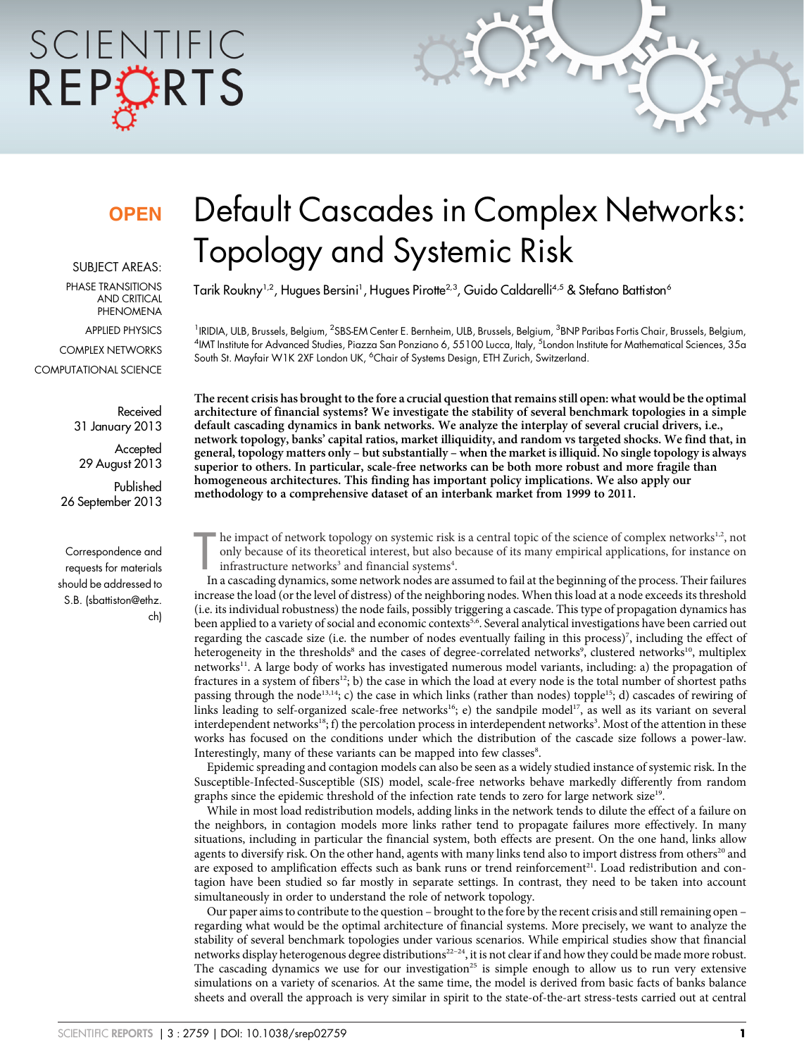OPEN

# Default Cascades in Complex Networks: Topology and Systemic Risk

Tarik Roukny[1,2], Hugues Bersini[1], Hugues Pirotte[2,3], Guido Caldarelli[4,5] & Stefano Battiston[6]

[1]IRIDIA, ULB, Brussels, Belgium, [2]SBS-EM Center E. Bernheim, ULB, Brussels, Belgium, [3]BNP Paribas Fortis Chair, Brussels, Belgium, [4]IMT Institute for Advanced Studies, Piazza San Ponziano 6, 55100 Lucca, Italy, [5]London Institute for Mathematical Sciences, 35a South St. Mayfair W1K 2XF London UK, [6]Chair of Systems Design, ETH Zurich, Switzerland.

SUBJECT AREAS:
PHASE TRANSITIONS AND CRITICAL PHENOMENA
APPLIED PHYSICS
COMPLEX NETWORKS
COMPUTATIONAL SCIENCE

Received 31 January 2013
Accepted 29 August 2013
Published 26 September 2013

Correspondence and requests for materials should be addressed to S.B. (sbattiston@ethz.ch)

**The recent crisis has brought to the fore a crucial question that remains still open: what would be the optimal architecture of financial systems? We investigate the stability of several benchmark topologies in a simple default cascading dynamics in bank networks. We analyze the interplay of several crucial drivers, i.e., network topology, banks' capital ratios, market illiquidity, and random vs targeted shocks. We find that, in general, topology matters only – but substantially – when the market is illiquid. No single topology is always superior to others. In particular, scale-free networks can be both more robust and more fragile than homogeneous architectures. This finding has important policy implications. We also apply our methodology to a comprehensive dataset of an interbank market from 1999 to 2011.**

The impact of network topology on systemic risk is a central topic of the science of complex networks[1,2], not only because of its theoretical interest, but also because of its many empirical applications, for instance on infrastructure networks[3] and financial systems[4].

In a cascading dynamics, some network nodes are assumed to fail at the beginning of the process. Their failures increase the load (or the level of distress) of the neighboring nodes. When this load at a node exceeds its threshold (i.e. its individual robustness) the node fails, possibly triggering a cascade. This type of propagation dynamics has been applied to a variety of social and economic contexts[5,6]. Several analytical investigations have been carried out regarding the cascade size (i.e. the number of nodes eventually failing in this process)[7], including the effect of heterogeneity in the thresholds[8] and the cases of degree-correlated networks[9], clustered networks[10], multiplex networks[11]. A large body of works has investigated numerous model variants, including: a) the propagation of fractures in a system of fibers[12]; b) the case in which the load at every node is the total number of shortest paths passing through the node[13,14]; c) the case in which links (rather than nodes) topple[15]; d) cascades of rewiring of links leading to self-organized scale-free networks[16]; e) the sandpile model[17], as well as its variant on several interdependent networks[18]; f) the percolation process in interdependent networks[3]. Most of the attention in these works has focused on the conditions under which the distribution of the cascade size follows a power-law. Interestingly, many of these variants can be mapped into few classes[8].

Epidemic spreading and contagion models can also be seen as a widely studied instance of systemic risk. In the Susceptible-Infected-Susceptible (SIS) model, scale-free networks behave markedly differently from random graphs since the epidemic threshold of the infection rate tends to zero for large network size[19].

While in most load redistribution models, adding links in the network tends to dilute the effect of a failure on the neighbors, in contagion models more links rather tend to propagate failures more effectively. In many situations, including in particular the financial system, both effects are present. On the one hand, links allow agents to diversify risk. On the other hand, agents with many links tend also to import distress from others[20] and are exposed to amplification effects such as bank runs or trend reinforcement[21]. Load redistribution and contagion have been studied so far mostly in separate settings. In contrast, they need to be taken into account simultaneously in order to understand the role of network topology.

Our paper aims to contribute to the question – brought to the fore by the recent crisis and still remaining open – regarding what would be the optimal architecture of financial systems. More precisely, we want to analyze the stability of several benchmark topologies under various scenarios. While empirical studies show that financial networks display heterogenous degree distributions[22–24], it is not clear if and how they could be made more robust. The cascading dynamics we use for our investigation[25] is simple enough to allow us to run very extensive simulations on a variety of scenarios. At the same time, the model is derived from basic facts of banks balance sheets and overall the approach is very similar in spirit to the state-of-the-art stress-tests carried out at central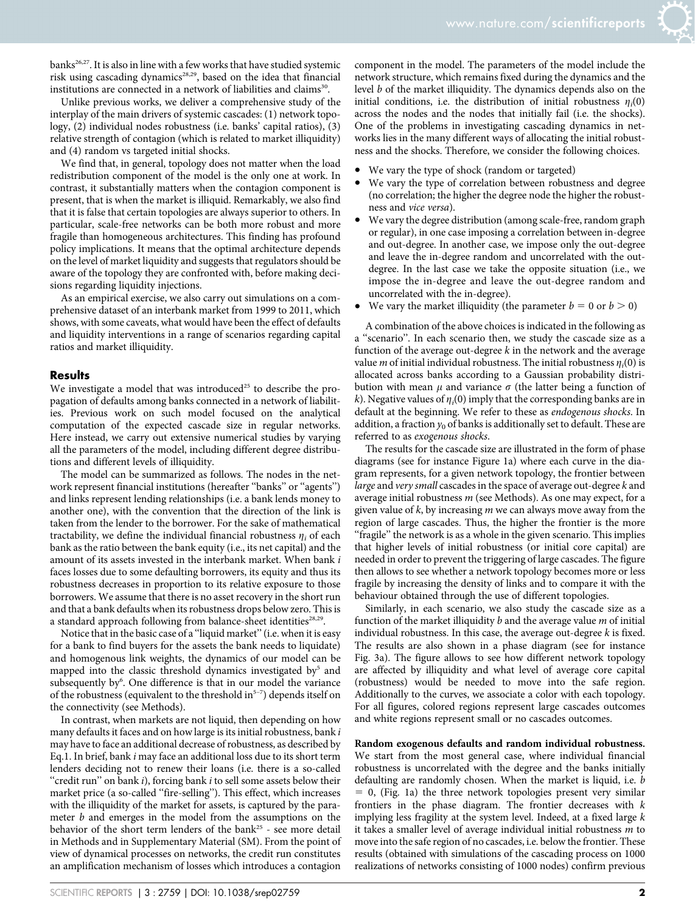banks[26,27]. It is also in line with a few works that have studied systemic risk using cascading dynamics[28,29], based on the idea that financial institutions are connected in a network of liabilities and claims[30].

Unlike previous works, we deliver a comprehensive study of the interplay of the main drivers of systemic cascades: (1) network topology, (2) individual nodes robustness (i.e. banks' capital ratios), (3) relative strength of contagion (which is related to market illiquidity) and (4) random vs targeted initial shocks.

We find that, in general, topology does not matter when the load redistribution component of the model is the only one at work. In contrast, it substantially matters when the contagion component is present, that is when the market is illiquid. Remarkably, we also find that it is false that certain topologies are always superior to others. In particular, scale-free networks can be both more robust and more fragile than homogeneous architectures. This finding has profound policy implications. It means that the optimal architecture depends on the level of market liquidity and suggests that regulators should be aware of the topology they are confronted with, before making decisions regarding liquidity injections.

As an empirical exercise, we also carry out simulations on a comprehensive dataset of an interbank market from 1999 to 2011, which shows, with some caveats, what would have been the effect of defaults and liquidity interventions in a range of scenarios regarding capital ratios and market illiquidity.

## Results

We investigate a model that was introduced[25] to describe the propagation of defaults among banks connected in a network of liabilities. Previous work on such model focused on the analytical computation of the expected cascade size in regular networks. Here instead, we carry out extensive numerical studies by varying all the parameters of the model, including different degree distributions and different levels of illiquidity.

The model can be summarized as follows. The nodes in the network represent financial institutions (hereafter "banks" or "agents") and links represent lending relationships (i.e. a bank lends money to another one), with the convention that the direction of the link is taken from the lender to the borrower. For the sake of mathematical tractability, we define the individual financial robustness $\eta_i$ of each bank as the ratio between the bank equity (i.e., its net capital) and the amount of its assets invested in the interbank market. When bank $i$ faces losses due to some defaulting borrowers, its equity and thus its robustness decreases in proportion to its relative exposure to those borrowers. We assume that there is no asset recovery in the short run and that a bank defaults when its robustness drops below zero. This is a standard approach following from balance-sheet identities[28,29].

Notice that in the basic case of a "liquid market" (i.e. when it is easy for a bank to find buyers for the assets the bank needs to liquidate) and homogenous link weights, the dynamics of our model can be mapped into the classic threshold dynamics investigated by[5] and subsequently by[6]. One difference is that in our model the variance of the robustness (equivalent to the threshold in[5–7]) depends itself on the connectivity (see Methods).

In contrast, when markets are not liquid, then depending on how many defaults it faces and on how large is its initial robustness, bank $i$ may have to face an additional decrease of robustness, as described by Eq.1. In brief, bank $i$ may face an additional loss due to its short term lenders deciding not to renew their loans (i.e. there is a so-called "credit run" on bank $i$), forcing bank $i$ to sell some assets below their market price (a so-called "fire-selling"). This effect, which increases with the illiquidity of the market for assets, is captured by the parameter $b$ and emerges in the model from the assumptions on the behavior of the short term lenders of the bank[25] - see more detail in Methods and in Supplementary Material (SM). From the point of view of dynamical processes on networks, the credit run constitutes an amplification mechanism of losses which introduces a contagion component in the model. The parameters of the model include the network structure, which remains fixed during the dynamics and the level $b$ of the market illiquidity. The dynamics depends also on the initial conditions, i.e. the distribution of initial robustness $\eta_i(0)$ across the nodes and the nodes that initially fail (i.e. the shocks). One of the problems in investigating cascading dynamics in networks lies in the many different ways of allocating the initial robustness and the shocks. Therefore, we consider the following choices.

- We vary the type of shock (random or targeted)
- We vary the type of correlation between robustness and degree (no correlation; the higher the degree node the higher the robustness and *vice versa*).
- We vary the degree distribution (among scale-free, random graph or regular), in one case imposing a correlation between in-degree and out-degree. In another case, we impose only the out-degree and leave the in-degree random and uncorrelated with the out-degree. In the last case we take the opposite situation (i.e., we impose the in-degree and leave the out-degree random and uncorrelated with the in-degree).
- We vary the market illiquidity (the parameter $b = 0$ or $b > 0$)

A combination of the above choices is indicated in the following as a "scenario". In each scenario then, we study the cascade size as a function of the average out-degree $k$ in the network and the average value $m$ of initial individual robustness. The initial robustness $\eta_i(0)$ is allocated across banks according to a Gaussian probability distribution with mean $\mu$ and variance $\sigma$ (the latter being a function of $k$). Negative values of $\eta_i(0)$ imply that the corresponding banks are in default at the beginning. We refer to these as *endogenous shocks*. In addition, a fraction $y_0$ of banks is additionally set to default. These are referred to as *exogenous shocks*.

The results for the cascade size are illustrated in the form of phase diagrams (see for instance Figure 1a) where each curve in the diagram represents, for a given network topology, the frontier between *large* and *very small* cascades in the space of average out-degree $k$ and average initial robustness $m$ (see Methods). As one may expect, for a given value of $k$, by increasing $m$ we can always move away from the region of large cascades. Thus, the higher the frontier is the more "fragile" the network is as a whole in the given scenario. This implies that higher levels of initial robustness (or initial core capital) are needed in order to prevent the triggering of large cascades. The figure then allows to see whether a network topology becomes more or less fragile by increasing the density of links and to compare it with the behaviour obtained through the use of different topologies.

Similarly, in each scenario, we also study the cascade size as a function of the market illiquidity $b$ and the average value $m$ of initial individual robustness. In this case, the average out-degree $k$ is fixed. The results are also shown in a phase diagram (see for instance Fig. 3a). The figure allows to see how different network topology are affected by illiquidity and what level of average core capital (robustness) would be needed to move into the safe region. Additionally to the curves, we associate a color with each topology. For all figures, colored regions represent large cascades outcomes and white regions represent small or no cascades outcomes.

**Random exogenous defaults and random individual robustness.** We start from the most general case, where individual financial robustness is uncorrelated with the degree and the banks initially defaulting are randomly chosen. When the market is liquid, i.e. $b = 0$, (Fig. 1a) the three network topologies present very similar frontiers in the phase diagram. The frontier decreases with $k$ implying less fragility at the system level. Indeed, at a fixed large $k$ it takes a smaller level of average individual initial robustness $m$ to move into the safe region of no cascades, i.e. below the frontier. These results (obtained with simulations of the cascading process on 1000 realizations of networks consisting of 1000 nodes) confirm previous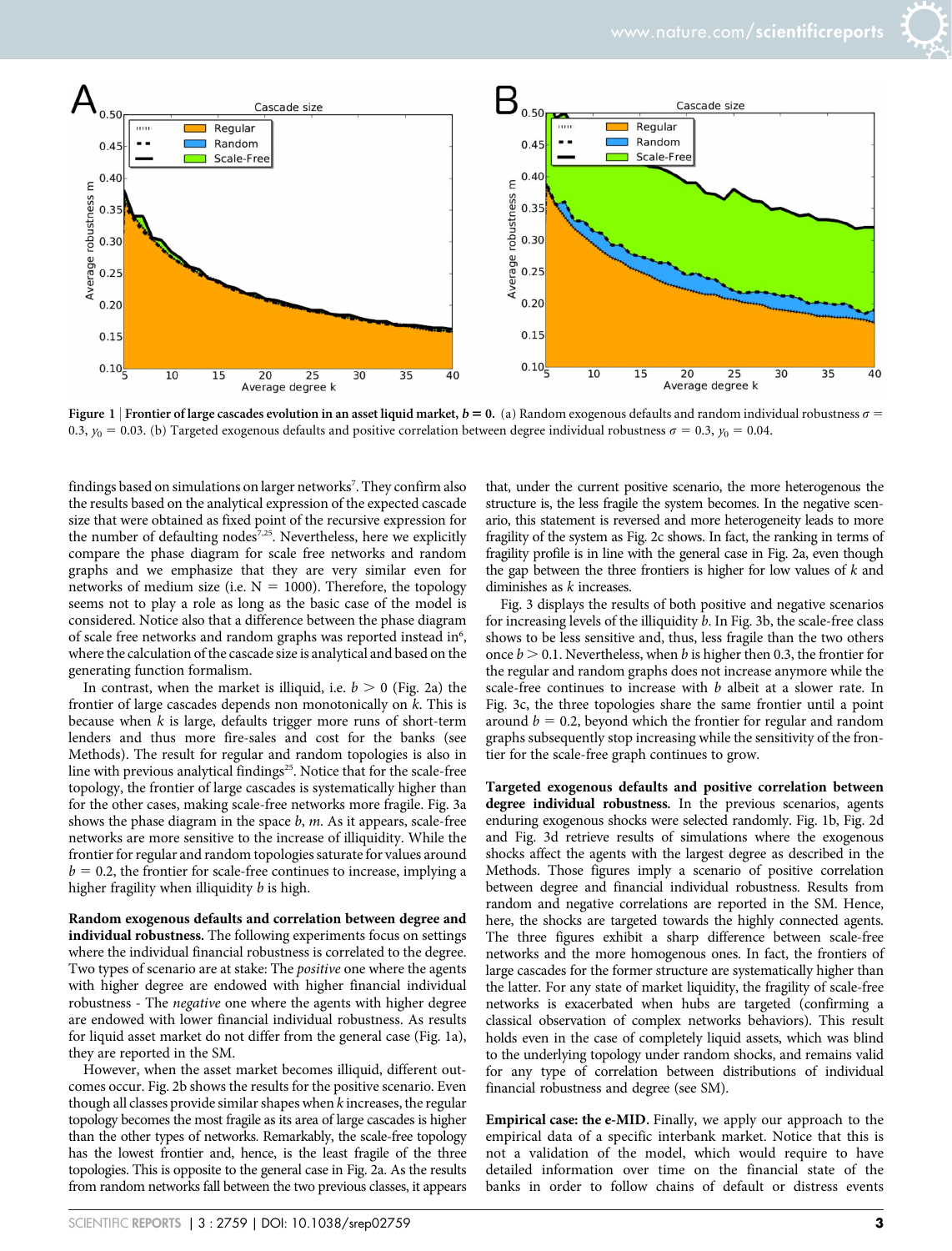**Figure 1 | Frontier of large cascades evolution in an asset liquid market, $b = 0$.** (a) Random exogenous defaults and random individual robustness $\sigma = 0.3$, $y_0 = 0.03$. (b) Targeted exogenous defaults and positive correlation between degree individual robustness $\sigma = 0.3$, $y_0 = 0.04$.

findings based on simulations on larger networks[7]. They confirm also the results based on the analytical expression of the expected cascade size that were obtained as fixed point of the recursive expression for the number of defaulting nodes[7,25]. Nevertheless, here we explicitly compare the phase diagram for scale free networks and random graphs and we emphasize that they are very similar even for networks of medium size (i.e. N = 1000). Therefore, the topology seems not to play a role as long as the basic case of the model is considered. Notice also that a difference between the phase diagram of scale free networks and random graphs was reported instead in[6], where the calculation of the cascade size is analytical and based on the generating function formalism.

In contrast, when the market is illiquid, i.e. $b > 0$ (Fig. 2a) the frontier of large cascades depends non monotonically on $k$. This is because when $k$ is large, defaults trigger more runs of short-term lenders and thus more fire-sales and cost for the banks (see Methods). The result for regular and random topologies is also in line with previous analytical findings[25]. Notice that for the scale-free topology, the frontier of large cascades is systematically higher than for the other cases, making scale-free networks more fragile. Fig. 3a shows the phase diagram in the space $b$, $m$. As it appears, scale-free networks are more sensitive to the increase of illiquidity. While the frontier for regular and random topologies saturate for values around $b = 0.2$, the frontier for scale-free continues to increase, implying a higher fragility when illiquidity $b$ is high.

**Random exogenous defaults and correlation between degree and individual robustness.** The following experiments focus on settings where the individual financial robustness is correlated to the degree. Two types of scenario are at stake: The *positive* one where the agents with higher degree are endowed with higher financial individual robustness - The *negative* one where the agents with higher degree are endowed with lower financial individual robustness. As results for liquid asset market do not differ from the general case (Fig. 1a), they are reported in the SM.

However, when the asset market becomes illiquid, different outcomes occur. Fig. 2b shows the results for the positive scenario. Even though all classes provide similar shapes when $k$ increases, the regular topology becomes the most fragile as its area of large cascades is higher than the other types of networks. Remarkably, the scale-free topology has the lowest frontier and, hence, is the least fragile of the three topologies. This is opposite to the general case in Fig. 2a. As the results from random networks fall between the two previous classes, it appears that, under the current positive scenario, the more heterogenous the structure is, the less fragile the system becomes. In the negative scenario, this statement is reversed and more heterogeneity leads to more fragility of the system as Fig. 2c shows. In fact, the ranking in terms of fragility profile is in line with the general case in Fig. 2a, even though the gap between the three frontiers is higher for low values of $k$ and diminishes as $k$ increases.

Fig. 3 displays the results of both positive and negative scenarios for increasing levels of the illiquidity $b$. In Fig. 3b, the scale-free class shows to be less sensitive and, thus, less fragile than the two others once $b > 0.1$. Nevertheless, when $b$ is higher then 0.3, the frontier for the regular and random graphs does not increase anymore while the scale-free continues to increase with $b$ albeit at a slower rate. In Fig. 3c, the three topologies share the same frontier until a point around $b = 0.2$, beyond which the frontier for regular and random graphs subsequently stop increasing while the sensitivity of the frontier for the scale-free graph continues to grow.

**Targeted exogenous defaults and positive correlation between degree individual robustness.** In the previous scenarios, agents enduring exogenous shocks were selected randomly. Fig. 1b, Fig. 2d and Fig. 3d retrieve results of simulations where the exogenous shocks affect the agents with the largest degree as described in the Methods. Those figures imply a scenario of positive correlation between degree and financial individual robustness. Results from random and negative correlations are reported in the SM. Hence, here, the shocks are targeted towards the highly connected agents. The three figures exhibit a sharp difference between scale-free networks and the more homogenous ones. In fact, the frontiers of large cascades for the former structure are systematically higher than the latter. For any state of market liquidity, the fragility of scale-free networks is exacerbated when hubs are targeted (confirming a classical observation of complex networks behaviors). This result holds even in the case of completely liquid assets, which was blind to the underlying topology under random shocks, and remains valid for any type of correlation between distributions of individual financial robustness and degree (see SM).

**Empirical case: the e-MID.** Finally, we apply our approach to the empirical data of a specific interbank market. Notice that this is not a validation of the model, which would require to have detailed information over time on the financial state of the banks in order to follow chains of default or distress events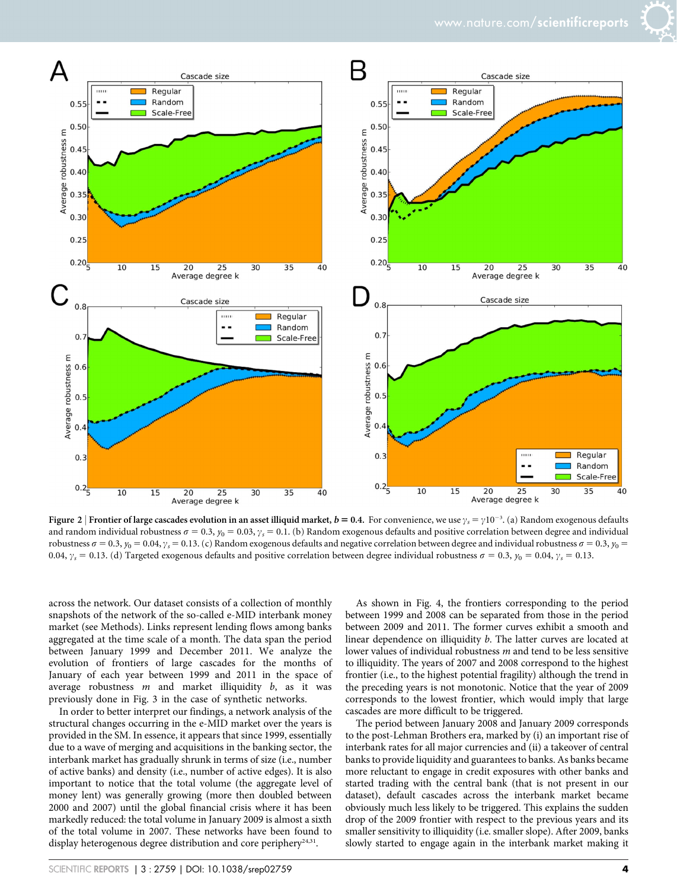**Figure 2** | **Frontier of large cascades evolution in an asset illiquid market, $b = 0.4$.** For convenience, we use $\gamma_s = \gamma 10^{-3}$. (a) Random exogenous defaults and random individual robustness $\sigma = 0.3$, $y_0 = 0.03$, $\gamma_s = 0.1$. (b) Random exogenous defaults and positive correlation between degree and individual robustness $\sigma = 0.3$, $y_0 = 0.04$, $\gamma_s = 0.13$. (c) Random exogenous defaults and negative correlation between degree and individual robustness $\sigma = 0.3$, $y_0 = 0.04$, $\gamma_s = 0.13$. (d) Targeted exogenous defaults and positive correlation between degree individual robustness $\sigma = 0.3$, $y_0 = 0.04$, $\gamma_s = 0.13$.

across the network. Our dataset consists of a collection of monthly snapshots of the network of the so-called e-MID interbank money market (see Methods). Links represent lending flows among banks aggregated at the time scale of a month. The data span the period between January 1999 and December 2011. We analyze the evolution of frontiers of large cascades for the months of January of each year between 1999 and 2011 in the space of average robustness $m$ and market illiquidity $b$, as it was previously done in Fig. 3 in the case of synthetic networks.

In order to better interpret our findings, a network analysis of the structural changes occurring in the e-MID market over the years is provided in the SM. In essence, it appears that since 1999, essentially due to a wave of merging and acquisitions in the banking sector, the interbank market has gradually shrunk in terms of size (i.e., number of active banks) and density (i.e., number of active edges). It is also important to notice that the total volume (the aggregate level of money lent) was generally growing (more then doubled between 2000 and 2007) until the global financial crisis where it has been markedly reduced: the total volume in January 2009 is almost a sixth of the total volume in 2007. These networks have been found to display heterogenous degree distribution and core periphery[24,31].

As shown in Fig. 4, the frontiers corresponding to the period between 1999 and 2008 can be separated from those in the period between 2009 and 2011. The former curves exhibit a smooth and linear dependence on illiquidity $b$. The latter curves are located at lower values of individual robustness $m$ and tend to be less sensitive to illiquidity. The years of 2007 and 2008 correspond to the highest frontier (i.e., to the highest potential fragility) although the trend in the preceding years is not monotonic. Notice that the year of 2009 corresponds to the lowest frontier, which would imply that large cascades are more difficult to be triggered.

The period between January 2008 and January 2009 corresponds to the post-Lehman Brothers era, marked by (i) an important rise of interbank rates for all major currencies and (ii) a takeover of central banks to provide liquidity and guarantees to banks. As banks became more reluctant to engage in credit exposures with other banks and started trading with the central bank (that is not present in our dataset), default cascades across the interbank market became obviously much less likely to be triggered. This explains the sudden drop of the 2009 frontier with respect to the previous years and its smaller sensitivity to illiquidity (i.e. smaller slope). After 2009, banks slowly started to engage again in the interbank market making it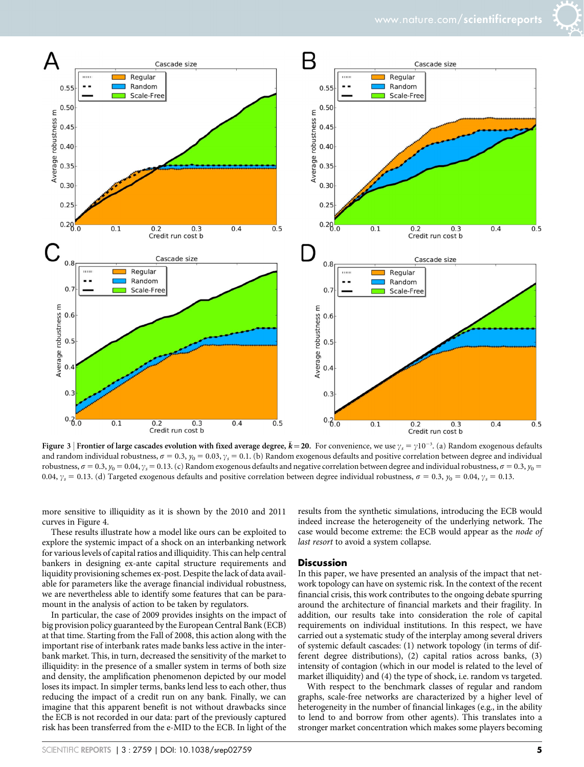**Figure 3 | Frontier of large cascades evolution with fixed average degree, $\bar{k} = 20$.** For convenience, we use $\gamma_s = \gamma 10^{-3}$. (a) Random exogenous defaults and random individual robustness, $\sigma = 0.3$, $y_0 = 0.03$, $\gamma_s = 0.1$. (b) Random exogenous defaults and positive correlation between degree and individual robustness, $\sigma = 0.3$, $y_0 = 0.04$, $\gamma_s = 0.13$. (c) Random exogenous defaults and negative correlation between degree and individual robustness, $\sigma = 0.3$, $y_0 = 0.04$, $\gamma_s = 0.13$. (d) Targeted exogenous defaults and positive correlation between degree individual robustness, $\sigma = 0.3$, $y_0 = 0.04$, $\gamma_s = 0.13$.

more sensitive to illiquidity as it is shown by the 2010 and 2011 curves in Figure 4.

These results illustrate how a model like ours can be exploited to explore the systemic impact of a shock on an interbanking network for various levels of capital ratios and illiquidity. This can help central bankers in designing ex-ante capital structure requirements and liquidity provisioning schemes ex-post. Despite the lack of data available for parameters like the average financial individual robustness, we are nevertheless able to identify some features that can be paramount in the analysis of action to be taken by regulators.

In particular, the case of 2009 provides insights on the impact of big provision policy guaranteed by the European Central Bank (ECB) at that time. Starting from the Fall of 2008, this action along with the important rise of interbank rates made banks less active in the interbank market. This, in turn, decreased the sensitivity of the market to illiquidity: in the presence of a smaller system in terms of both size and density, the amplification phenomenon depicted by our model loses its impact. In simpler terms, banks lend less to each other, thus reducing the impact of a credit run on any bank. Finally, we can imagine that this apparent benefit is not without drawbacks since the ECB is not recorded in our data: part of the previously captured risk has been transferred from the e-MID to the ECB. In light of the results from the synthetic simulations, introducing the ECB would indeed increase the heterogeneity of the underlying network. The case would become extreme: the ECB would appear as the *node of last resort* to avoid a system collapse.

## Discussion

In this paper, we have presented an analysis of the impact that network topology can have on systemic risk. In the context of the recent financial crisis, this work contributes to the ongoing debate spurring around the architecture of financial markets and their fragility. In addition, our results take into consideration the role of capital requirements on individual institutions. In this respect, we have carried out a systematic study of the interplay among several drivers of systemic default cascades: (1) network topology (in terms of different degree distributions), (2) capital ratios across banks, (3) intensity of contagion (which in our model is related to the level of market illiquidity) and (4) the type of shock, i.e. random vs targeted.

With respect to the benchmark classes of regular and random graphs, scale-free networks are characterized by a higher level of heterogeneity in the number of financial linkages (e.g., in the ability to lend to and borrow from other agents). This translates into a stronger market concentration which makes some players becoming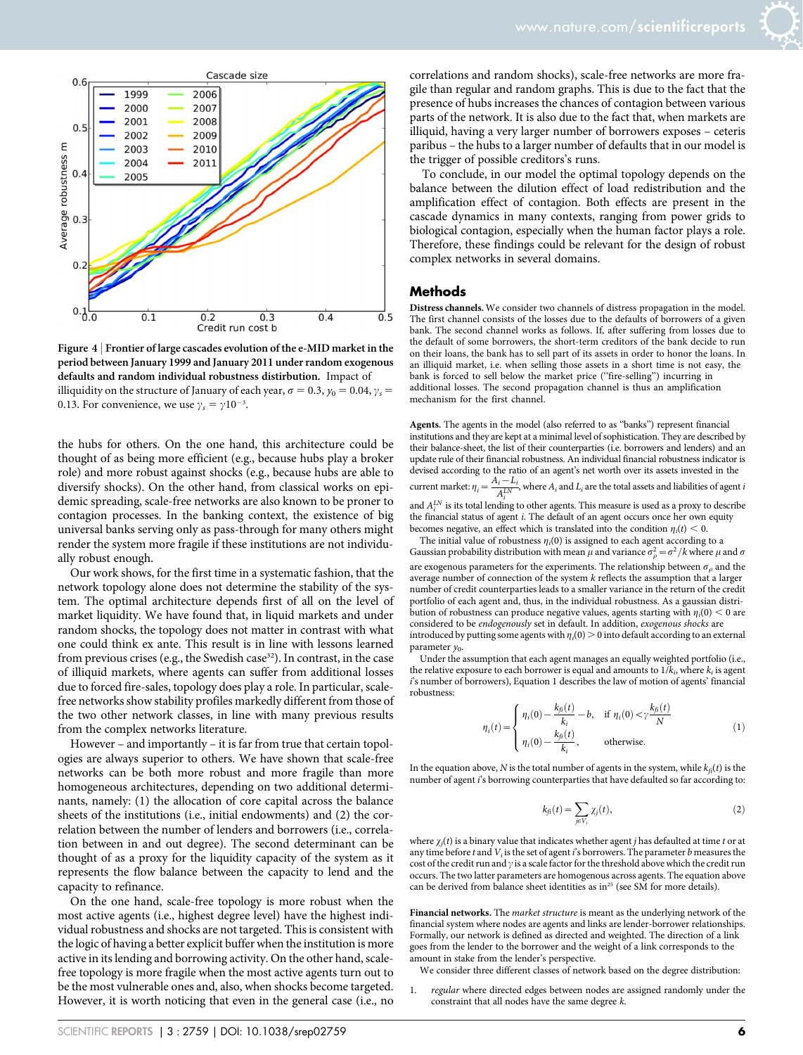Figure 4 | Frontier of large cascades evolution of the e-MID market in the period between January 1999 and January 2011 under random exogenous defaults and random individual robustness distribution. Impact of illiquidity on the structure of January of each year, $\sigma = 0.3$, $y_0 = 0.04$, $\gamma_s = 0.13$. For convenience, we use $\gamma_s = \gamma 10^{-3}$.

the hubs for others. On the one hand, this architecture could be thought of as being more efficient (e.g., because hubs play a broker role) and more robust against shocks (e.g., because hubs are able to diversify shocks). On the other hand, from classical works on epidemic spreading, scale-free networks are also known to be proner to contagion processes. In the banking context, the existence of big universal banks serving only as pass-through for many others might render the system more fragile if these institutions are not individually robust enough.

Our work shows, for the first time in a systematic fashion, that the network topology alone does not determine the stability of the system. The optimal architecture depends first of all on the level of market liquidity. We have found that, in liquid markets and under random shocks, the topology does not matter in contrast with what one could think ex ante. This result is in line with lessons learned from previous crises (e.g., the Swedish case[32]). In contrast, in the case of illiquid markets, where agents can suffer from additional losses due to forced fire-sales, topology does play a role. In particular, scale-free networks show stability profiles markedly different from those of the two other network classes, in line with many previous results from the complex networks literature.

However – and importantly – it is far from true that certain topologies are always superior to others. We have shown that scale-free networks can be both more robust and more fragile than more homogeneous architectures, depending on two additional determinants, namely: (1) the allocation of core capital across the balance sheets of the institutions (i.e., initial endowments) and (2) the correlation between the number of lenders and borrowers (i.e., correlation between in and out degree). The second determinant can be thought of as a proxy for the liquidity capacity of the system as it represents the flow balance between the capacity to lend and the capacity to refinance.

On the one hand, scale-free topology is more robust when the most active agents (i.e., highest degree level) have the highest individual robustness and shocks are not targeted. This is consistent with the logic of having a better explicit buffer when the institution is more active in its lending and borrowing activity. On the other hand, scale-free topology is more fragile when the most active agents turn out to be the most vulnerable ones and, also, when shocks become targeted. However, it is worth noticing that even in the general case (i.e., no correlations and random shocks), scale-free networks are more fragile than regular and random graphs. This is due to the fact that the presence of hubs increases the chances of contagion between various parts of the network. It is also due to the fact that, when markets are illiquid, having a very larger number of borrowers exposes – ceteris paribus – the hubs to a larger number of defaults that in our model is the trigger of possible creditors's runs.

To conclude, in our model the optimal topology depends on the balance between the dilution effect of load redistribution and the amplification effect of contagion. Both effects are present in the cascade dynamics in many contexts, ranging from power grids to biological contagion, especially when the human factor plays a role. Therefore, these findings could be relevant for the design of robust complex networks in several domains.

## Methods

**Distress channels.** We consider two channels of distress propagation in the model. The first channel consists of the losses due to the defaults of borrowers of a given bank. The second channel works as follows. If, after suffering from losses due to the default of some borrowers, the short-term creditors of the bank decide to run on their loans, the bank has to sell part of its assets in order to honor the loans. In an illiquid market, i.e. when selling those assets in a short time is not easy, the bank is forced to sell below the market price ("fire-selling") incurring in additional losses. The second propagation channel is thus an amplification mechanism for the first channel.

**Agents.** The agents in the model (also referred to as "banks") represent financial institutions and they are kept at a minimal level of sophistication. They are described by their balance-sheet, the list of their counterparties (i.e. borrowers and lenders) and an update rule of their financial robustness. An individual financial robustness indicator is devised according to the ratio of an agent's net worth over its assets invested in the current market: $\eta_i = \frac{A_i - L_i}{A_i^{LN}}$, where $A_i$ and $L_i$ are the total assets and liabilities of agent $i$ and $A_i^{LN}$ is its total lending to other agents. This measure is used as a proxy to describe the financial status of agent $i$. The default of an agent occurs once her own equity becomes negative, an effect which is translated into the condition $\eta_i(t) < 0$.

The initial value of robustness $\eta_i(0)$ is assigned to each agent according to a Gaussian probability distribution with mean $\mu$ and variance $\sigma_\rho^2 = \sigma^2/k$ where $\mu$ and $\sigma$ are exogenous parameters for the experiments. The relationship between $\sigma_\rho$ and the average number of connection of the system $k$ reflects the assumption that a larger number of credit counterparties leads to a smaller variance in the return of the credit portfolio of each agent and, thus, in the individual robustness. As a gaussian distribution of robustness can produce negative values, agents starting with $\eta_i(0) < 0$ are considered to be *endogenously* set in default. In addition, *exogenous shocks* are introduced by putting some agents with $\eta_i(0) > 0$ into default according to an external parameter $y_0$.

Under the assumption that each agent manages an equally weighted portfolio (i.e., the relative exposure to each borrower is equal and amounts to $1/k_i$, where $k_i$ is agent $i$'s number of borrowers), Equation 1 describes the law of motion of agents' financial robustness:

$$\eta_i(t) = \begin{cases} \eta_i(0) - \dfrac{k_{fi}(t)}{k_i} - b, & \text{if } \eta_i(0) < \gamma \dfrac{k_{fi}(t)}{N} \\ \eta_i(0) - \dfrac{k_{fi}(t)}{k_i}, & \text{otherwise.} \end{cases} \tag{1}$$

In the equation above, $N$ is the total number of agents in the system, while $k_{fi}(t)$ is the number of agent $i$'s borrowing counterparties that have defaulted so far according to:

$$k_{fi}(t) = \sum_{j \in V_i} \chi_j(t), \tag{2}$$

where $\chi_j(t)$ is a binary value that indicates whether agent $j$ has defaulted at time $t$ or at any time before $t$ and $V_i$ is the set of agent $i$'s borrowers. The parameter $b$ measures the cost of the credit run and $\gamma$ is a scale factor for the threshold above which the credit run occurs. The two latter parameters are homogenous across agents. The equation above can be derived from balance sheet identities as in[25] (see SM for more details).

**Financial networks.** The *market structure* is meant as the underlying network of the financial system where nodes are agents and links are lender-borrower relationships. Formally, our network is defined as directed and weighted. The direction of a link goes from the lender to the borrower and the weight of a link corresponds to the amount in stake from the lender's perspective.

We consider three different classes of network based on the degree distribution:

1. *regular* where directed edges between nodes are assigned randomly under the constraint that all nodes have the same degree $k$.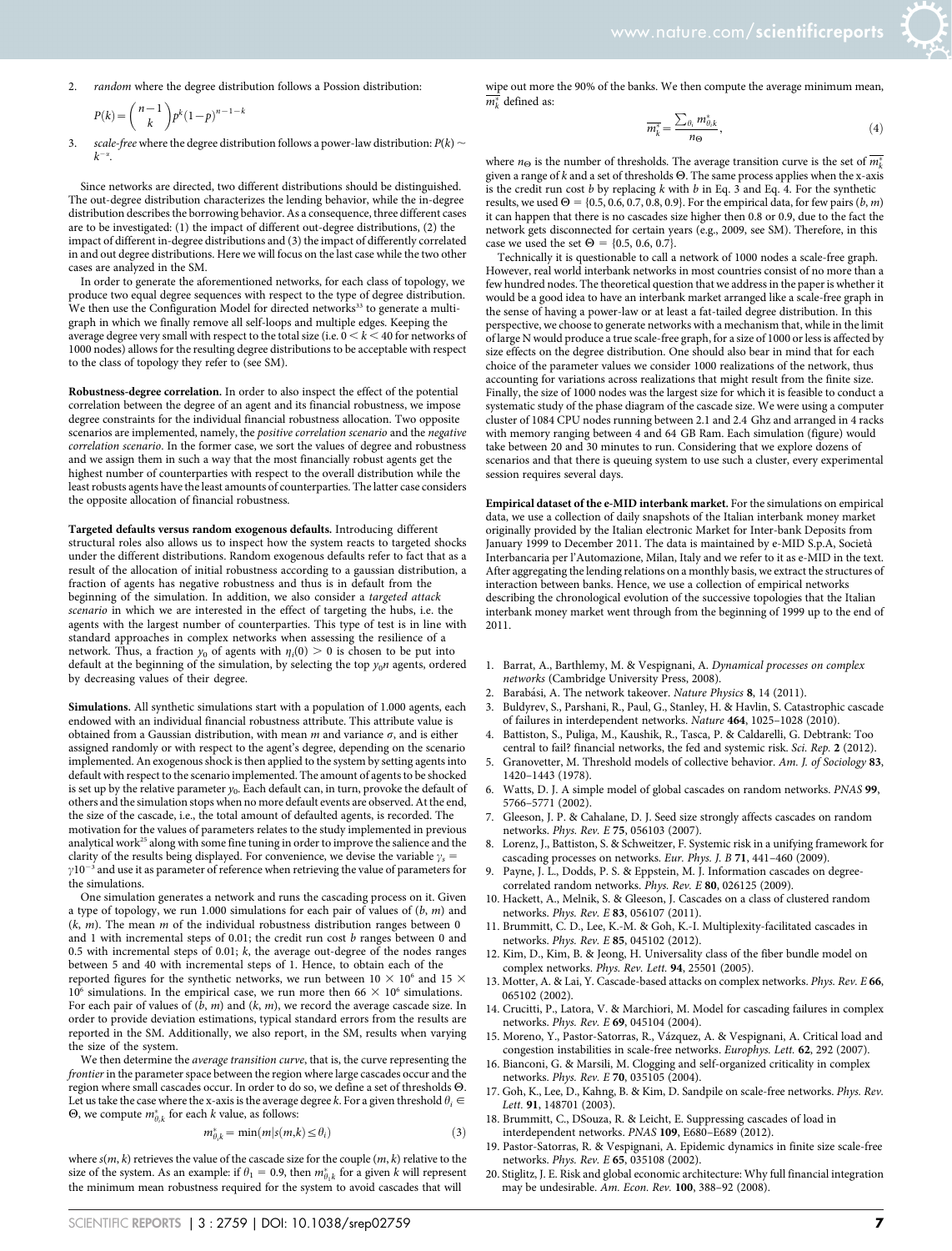2. *random* where the degree distribution follows a Possion distribution:

$$P(k) = \binom{n-1}{k} p^k (1-p)^{n-1-k}$$

3. *scale-free* where the degree distribution follows a power-law distribution: $P(k) \sim k^{-\alpha}$.

Since networks are directed, two different distributions should be distinguished. The out-degree distribution characterizes the lending behavior, while the in-degree distribution describes the borrowing behavior. As a consequence, three different cases are to be investigated: (1) the impact of different out-degree distributions, (2) the impact of different in-degree distributions and (3) the impact of differently correlated in and out degree distributions. Here we will focus on the last case while the two other cases are analyzed in the SM.

In order to generate the aforementioned networks, for each class of topology, we produce two equal degree sequences with respect to the type of degree distribution. We then use the Configuration Model for directed networks[33] to generate a multi-graph in which we finally remove all self-loops and multiple edges. Keeping the average degree very small with respect to the total size (i.e. $0 < k < 40$ for networks of 1000 nodes) allows for the resulting degree distributions to be acceptable with respect to the class of topology they refer to (see SM).

**Robustness-degree correlation.** In order to also inspect the effect of the potential correlation between the degree of an agent and its financial robustness, we impose degree constraints for the individual financial robustness allocation. Two opposite scenarios are implemented, namely, the *positive correlation scenario* and the *negative correlation scenario*. In the former case, we sort the values of degree and robustness and we assign them in such a way that the most financially robust agents get the highest number of counterparties with respect to the overall distribution while the least robusts agents have the least amounts of counterparties. The latter case considers the opposite allocation of financial robustness.

**Targeted defaults versus random exogenous defaults.** Introducing different structural roles also allows us to inspect how the system reacts to targeted shocks under the different distributions. Random exogenous defaults refer to fact that as a result of the allocation of initial robustness according to a gaussian distribution, a fraction of agents has negative robustness and thus is in default from the beginning of the simulation. In addition, we also consider a *targeted attack scenario* in which we are interested in the effect of targeting the hubs, i.e. the agents with the largest number of counterparties. This type of test is in line with standard approaches in complex networks when assessing the resilience of a network. Thus, a fraction $y_0$ of agents with $\eta_i(0) > 0$ is chosen to be put into default at the beginning of the simulation, by selecting the top $y_0 n$ agents, ordered by decreasing values of their degree.

**Simulations.** All synthetic simulations start with a population of 1.000 agents, each endowed with an individual financial robustness attribute. This attribute value is obtained from a Gaussian distribution, with mean $m$ and variance $\sigma$, and is either assigned randomly or with respect to the agent's degree, depending on the scenario implemented. An exogenous shock is then applied to the system by setting agents into default with respect to the scenario implemented. The amount of agents to be shocked is set up by the relative parameter $y_0$. Each default can, in turn, provoke the default of others and the simulation stops when no more default events are observed. At the end, the size of the cascade, i.e., the total amount of defaulted agents, is recorded. The motivation for the values of parameters relates to the study implemented in previous analytical work[25] along with some fine tuning in order to improve the salience and the clarity of the results being displayed. For convenience, we devise the variable $\gamma_s = \gamma 10^{-3}$ and use it as parameter of reference when retrieving the value of parameters for the simulations.

One simulation generates a network and runs the cascading process on it. Given a type of topology, we run 1.000 simulations for each pair of values of $(b, m)$ and $(k, m)$. The mean $m$ of the individual robustness distribution ranges between 0 and 1 with incremental steps of 0.01; the credit run cost $b$ ranges between 0 and 0.5 with incremental steps of 0.01; $k$, the average out-degree of the nodes ranges between 5 and 40 with incremental steps of 1. Hence, to obtain each of the reported figures for the synthetic networks, we run between $10 \times 10^6$ and $15 \times 10^6$ simulations. In the empirical case, we run more then $66 \times 10^6$ simulations. For each pair of values of $(b, m)$ and $(k, m)$, we record the average cascade size. In order to provide deviation estimations, typical standard errors from the results are reported in the SM. Additionally, we also report, in the SM, results when varying the size of the system.

We then determine the *average transition curve*, that is, the curve representing the *frontier* in the parameter space between the region where large cascades occur and the region where small cascades occur. In order to do so, we define a set of thresholds $\Theta$. Let us take the case where the x-axis is the average degree $k$. For a given threshold $\theta_i \in \Theta$, we compute $m^*_{\theta_i k}$ for each $k$ value, as follows:

$$m^*_{\theta_i k} = \min(m | s(m,k) \leq \theta_i) \tag{3}$$

where $s(m, k)$ retrieves the value of the cascade size for the couple $(m, k)$ relative to the size of the system. As an example: if $\theta_1 = 0.9$, then $m^*_{\theta_1 k}$ for a given $k$ will represent the minimum mean robustness required for the system to avoid cascades that will wipe out more the 90% of the banks. We then compute the average minimum mean, $\overline{m^*_k}$ defined as:

$$\overline{m^*_k} = \frac{\sum_{\theta_i} m^*_{\theta_i k}}{n_\Theta}, \tag{4}$$

where $n_\Theta$ is the number of thresholds. The average transition curve is the set of $\overline{m^*_k}$ given a range of $k$ and a set of thresholds $\Theta$. The same process applies when the x-axis is the credit run cost $b$ by replacing $k$ with $b$ in Eq. 3 and Eq. 4. For the synthetic results, we used $\Theta = \{0.5, 0.6, 0.7, 0.8, 0.9\}$. For the empirical data, for few pairs $(b, m)$ it can happen that there is no cascades size higher then 0.8 or 0.9, due to the fact the network gets disconnected for certain years (e.g., 2009, see SM). Therefore, in this case we used the set $\Theta = \{0.5, 0.6, 0.7\}$.

Technically it is questionable to call a network of 1000 nodes a scale-free graph. However, real world interbank networks in most countries consist of no more than a few hundred nodes. The theoretical question that we address in the paper is whether it would be a good idea to have an interbank market arranged like a scale-free graph in the sense of having a power-law or at least a fat-tailed degree distribution. In this perspective, we choose to generate networks with a mechanism that, while in the limit of large N would produce a true scale-free graph, for a size of 1000 or less is affected by size effects on the degree distribution. One should also bear in mind that for each choice of the parameter values we consider 1000 realizations of the network, thus accounting for variations across realizations that might result from the finite size. Finally, the size of 1000 nodes was the largest size for which it is feasible to conduct a systematic study of the phase diagram of the cascade size. We were using a computer cluster of 1084 CPU nodes running between 2.1 and 2.4 Ghz and arranged in 4 racks with memory ranging between 4 and 64 GB Ram. Each simulation (figure) would take between 20 and 30 minutes to run. Considering that we explore dozens of scenarios and that there is queuing system to use such a cluster, every experimental session requires several days.

**Empirical dataset of the e-MID interbank market.** For the simulations on empirical data, we use a collection of daily snapshots of the Italian interbank money market originally provided by the Italian electronic Market for Inter-bank Deposits from January 1999 to December 2011. The data is maintained by e-MID S.p.A, Società Interbancaria per l'Automazione, Milan, Italy and we refer to it as e-MID in the text. After aggregating the lending relations on a monthly basis, we extract the structures of interaction between banks. Hence, we use a collection of empirical networks describing the chronological evolution of the successive topologies that the Italian interbank money market went through from the beginning of 1999 up to the end of 2011.

1. Barrat, A., Barthlemy, M. & Vespignani, A. *Dynamical processes on complex networks* (Cambridge University Press, 2008).
2. Barabási, A. The network takeover. *Nature Physics* **8**, 14 (2011).
3. Buldyrev, S., Parshani, R., Paul, G., Stanley, H. & Havlin, S. Catastrophic cascade of failures in interdependent networks. *Nature* **464**, 1025–1028 (2010).
4. Battiston, S., Puliga, M., Kaushik, R., Tasca, P. & Caldarelli, G. Debtrank: Too central to fail? financial networks, the fed and systemic risk. *Sci. Rep.* **2** (2012).
5. Granovetter, M. Threshold models of collective behavior. *Am. J. of Sociology* **83**, 1420–1443 (1978).
6. Watts, D. J. A simple model of global cascades on random networks. *PNAS* **99**, 5766–5771 (2002).
7. Gleeson, J. P. & Cahalane, D. J. Seed size strongly affects cascades on random networks. *Phys. Rev. E* **75**, 056103 (2007).
8. Lorenz, J., Battiston, S. & Schweitzer, F. Systemic risk in a unifying framework for cascading processes on networks. *Eur. Phys. J. B* **71**, 441–460 (2009).
9. Payne, J. L., Dodds, P. S. & Eppstein, M. J. Information cascades on degree-correlated random networks. *Phys. Rev. E* **80**, 026125 (2009).
10. Hackett, A., Melnik, S. & Gleeson, J. Cascades on a class of clustered random networks. *Phys. Rev. E* **83**, 056107 (2011).
11. Brummitt, C. D., Lee, K.-M. & Goh, K.-I. Multiplexity-facilitated cascades in networks. *Phys. Rev. E* **85**, 045102 (2012).
12. Kim, D., Kim, B. & Jeong, H. Universality class of the fiber bundle model on complex networks. *Phys. Rev. Lett.* **94**, 25501 (2005).
13. Motter, A. & Lai, Y. Cascade-based attacks on complex networks. *Phys. Rev. E* **66**, 065102 (2002).
14. Crucitti, P., Latora, V. & Marchiori, M. Model for cascading failures in complex networks. *Phys. Rev. E* **69**, 045104 (2004).
15. Moreno, Y., Pastor-Satorras, R., Vázquez, A. & Vespignani, A. Critical load and congestion instabilities in scale-free networks. *Europhys. Lett.* **62**, 292 (2007).
16. Bianconi, G. & Marsili, M. Clogging and self-organized criticality in complex networks. *Phys. Rev. E* **70**, 035105 (2004).
17. Goh, K., Lee, D., Kahng, B. & Kim, D. Sandpile on scale-free networks. *Phys. Rev. Lett.* **91**, 148701 (2003).
18. Brummitt, C., DSouza, R. & Leicht, E. Suppressing cascades of load in interdependent networks. *PNAS* **109**, E680–E689 (2012).
19. Pastor-Satorras, R. & Vespignani, A. Epidemic dynamics in finite size scale-free networks. *Phys. Rev. E* **65**, 035108 (2002).
20. Stiglitz, J. E. Risk and global economic architecture: Why full financial integration may be undesirable. *Am. Econ. Rev.* **100**, 388–92 (2008).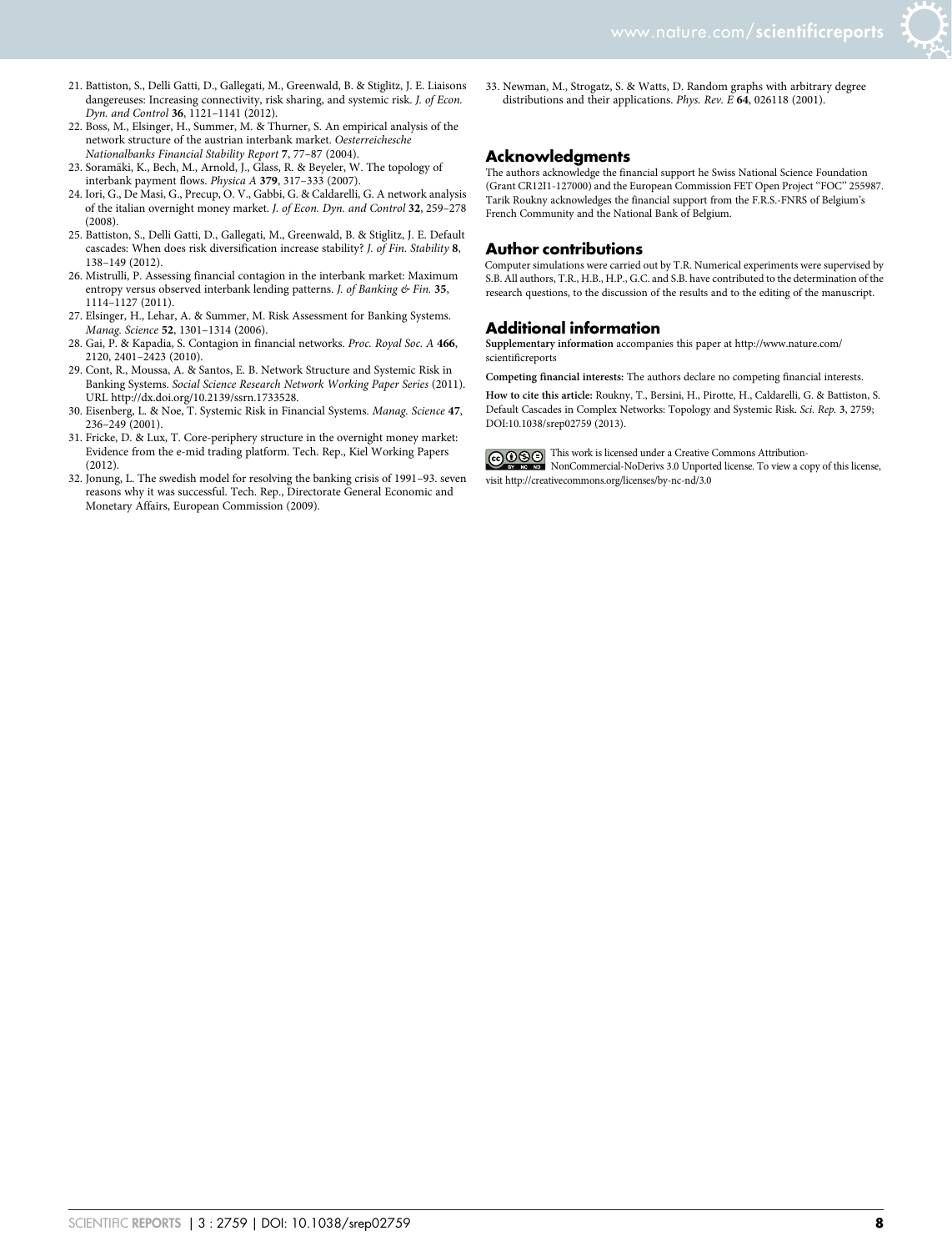21. Battiston, S., Delli Gatti, D., Gallegati, M., Greenwald, B. & Stiglitz, J. E. Liaisons dangereuses: Increasing connectivity, risk sharing, and systemic risk. *J. of Econ. Dyn. and Control* **36**, 1121–1141 (2012).
22. Boss, M., Elsinger, H., Summer, M. & Thurner, S. An empirical analysis of the network structure of the austrian interbank market. *Oesterreichesche Nationalbanks Financial Stability Report* **7**, 77–87 (2004).
23. Soramäki, K., Bech, M., Arnold, J., Glass, R. & Beyeler, W. The topology of interbank payment flows. *Physica A* **379**, 317–333 (2007).
24. Iori, G., De Masi, G., Precup, O. V., Gabbi, G. & Caldarelli, G. A network analysis of the italian overnight money market. *J. of Econ. Dyn. and Control* **32**, 259–278 (2008).
25. Battiston, S., Delli Gatti, D., Gallegati, M., Greenwald, B. & Stiglitz, J. E. Default cascades: When does risk diversification increase stability? *J. of Fin. Stability* **8**, 138–149 (2012).
26. Mistrulli, P. Assessing financial contagion in the interbank market: Maximum entropy versus observed interbank lending patterns. *J. of Banking & Fin.* **35**, 1114–1127 (2011).
27. Elsinger, H., Lehar, A. & Summer, M. Risk Assessment for Banking Systems. *Manag. Science* **52**, 1301–1314 (2006).
28. Gai, P. & Kapadia, S. Contagion in financial networks. *Proc. Royal Soc. A* **466**, 2120, 2401–2423 (2010).
29. Cont, R., Moussa, A. & Santos, E. B. Network Structure and Systemic Risk in Banking Systems. *Social Science Research Network Working Paper Series* (2011). URL http://dx.doi.org/10.2139/ssrn.1733528.
30. Eisenberg, L. & Noe, T. Systemic Risk in Financial Systems. *Manag. Science* **47**, 236–249 (2001).
31. Fricke, D. & Lux, T. Core-periphery structure in the overnight money market: Evidence from the e-mid trading platform. Tech. Rep., Kiel Working Papers (2012).
32. Jonung, L. The swedish model for resolving the banking crisis of 1991–93. seven reasons why it was successful. Tech. Rep., Directorate General Economic and Monetary Affairs, European Commission (2009).
33. Newman, M., Strogatz, S. & Watts, D. Random graphs with arbitrary degree distributions and their applications. *Phys. Rev. E* **64**, 026118 (2001).

## Acknowledgments

The authors acknowledge the financial support he Swiss National Science Foundation (Grant CR12I1-127000) and the European Commission FET Open Project "FOC" 255987. Tarik Roukny acknowledges the financial support from the F.R.S.-FNRS of Belgium's French Community and the National Bank of Belgium.

## Author contributions

Computer simulations were carried out by T.R. Numerical experiments were supervised by S.B. All authors, T.R., H.B., H.P., G.C. and S.B. have contributed to the determination of the research questions, to the discussion of the results and to the editing of the manuscript.

## Additional information

**Supplementary information** accompanies this paper at http://www.nature.com/scientificreports

**Competing financial interests:** The authors declare no competing financial interests.

**How to cite this article:** Roukny, T., Bersini, H., Pirotte, H., Caldarelli, G. & Battiston, S. Default Cascades in Complex Networks: Topology and Systemic Risk. *Sci. Rep.* **3**, 2759; DOI:10.1038/srep02759 (2013).

This work is licensed under a Creative Commons Attribution-NonCommercial-NoDerivs 3.0 Unported license. To view a copy of this license, visit http://creativecommons.org/licenses/by-nc-nd/3.0